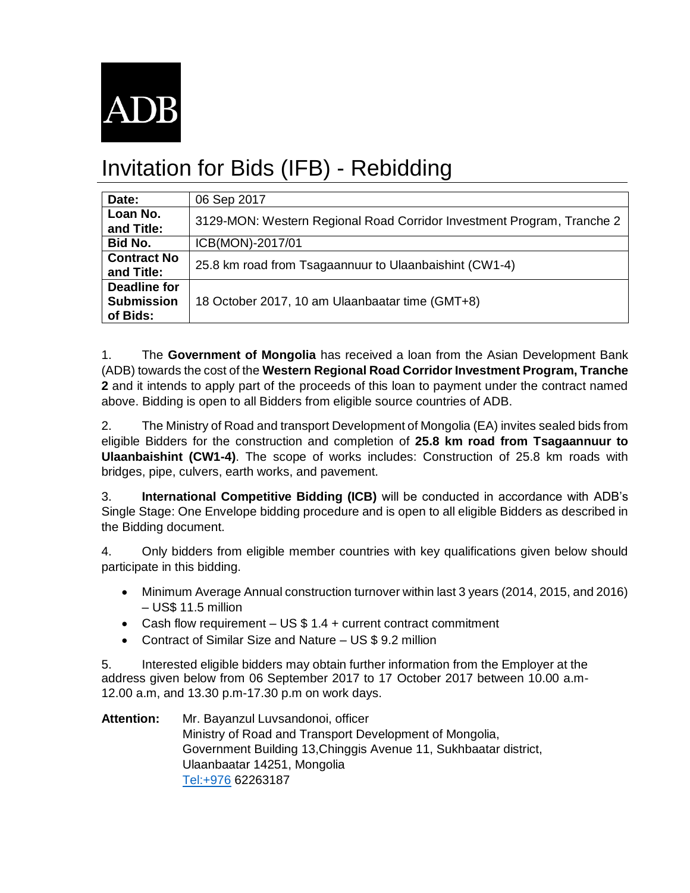ADB

# Invitation for Bids (IFB) - Rebidding

| **Date:** | 06 Sep 2017 |
| --- | --- |
| **Loan No. and Title:** | 3129-MON: Western Regional Road Corridor Investment Program, Tranche 2 |
| **Bid No.** | ICB(MON)-2017/01 |
| **Contract No and Title:** | 25.8 km road from Tsagaannuur to Ulaanbaishint (CW1-4) |
| **Deadline for Submission of Bids:** | 18 October 2017, 10 am Ulaanbaatar time (GMT+8) |

1. The **Government of Mongolia** has received a loan from the Asian Development Bank (ADB) towards the cost of the **Western Regional Road Corridor Investment Program, Tranche 2** and it intends to apply part of the proceeds of this loan to payment under the contract named above. Bidding is open to all Bidders from eligible source countries of ADB.

2. The Ministry of Road and transport Development of Mongolia (EA) invites sealed bids from eligible Bidders for the construction and completion of **25.8 km road from Tsagaannuur to Ulaanbaishint (CW1-4)**. The scope of works includes: Construction of 25.8 km roads with bridges, pipe, culvers, earth works, and pavement.

3. **International Competitive Bidding (ICB)** will be conducted in accordance with ADB's Single Stage: One Envelope bidding procedure and is open to all eligible Bidders as described in the Bidding document.

4. Only bidders from eligible member countries with key qualifications given below should participate in this bidding.

- Minimum Average Annual construction turnover within last 3 years (2014, 2015, and 2016) – US$ 11.5 million
- Cash flow requirement – US $ 1.4 + current contract commitment
- Contract of Similar Size and Nature – US $ 9.2 million

5. Interested eligible bidders may obtain further information from the Employer at the address given below from 06 September 2017 to 17 October 2017 between 10.00 a.m-12.00 a.m, and 13.30 p.m-17.30 p.m on work days.

**Attention:** Mr. Bayanzul Luvsandonoi, officer
Ministry of Road and Transport Development of Mongolia,
Government Building 13,Chinggis Avenue 11, Sukhbaatar district,
Ulaanbaatar 14251, Mongolia
Tel:+976 62263187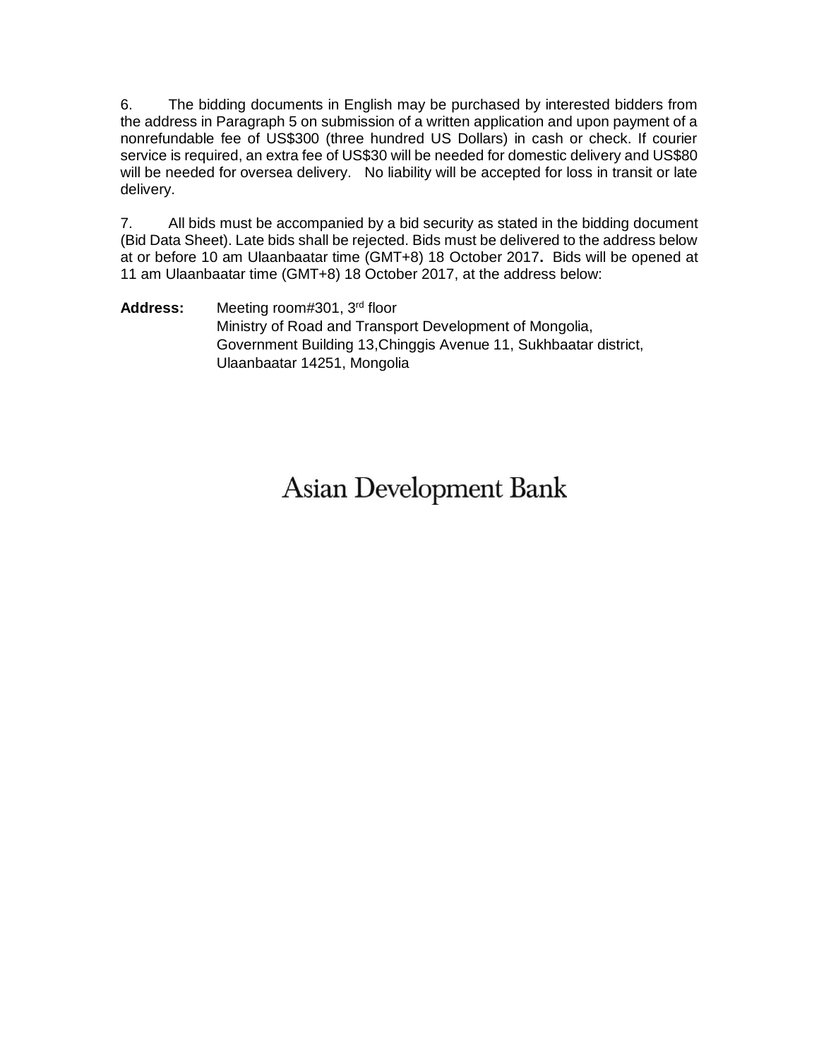6. The bidding documents in English may be purchased by interested bidders from the address in Paragraph 5 on submission of a written application and upon payment of a nonrefundable fee of US$300 (three hundred US Dollars) in cash or check. If courier service is required, an extra fee of US$30 will be needed for domestic delivery and US$80 will be needed for oversea delivery. No liability will be accepted for loss in transit or late delivery.

7. All bids must be accompanied by a bid security as stated in the bidding document (Bid Data Sheet). Late bids shall be rejected. Bids must be delivered to the address below at or before 10 am Ulaanbaatar time (GMT+8) 18 October 2017**.** Bids will be opened at 11 am Ulaanbaatar time (GMT+8) 18 October 2017, at the address below:

**Address:** Meeting room#301, 3rd floor
Ministry of Road and Transport Development of Mongolia,
Government Building 13,Chinggis Avenue 11, Sukhbaatar district,
Ulaanbaatar 14251, Mongolia

Asian Development Bank